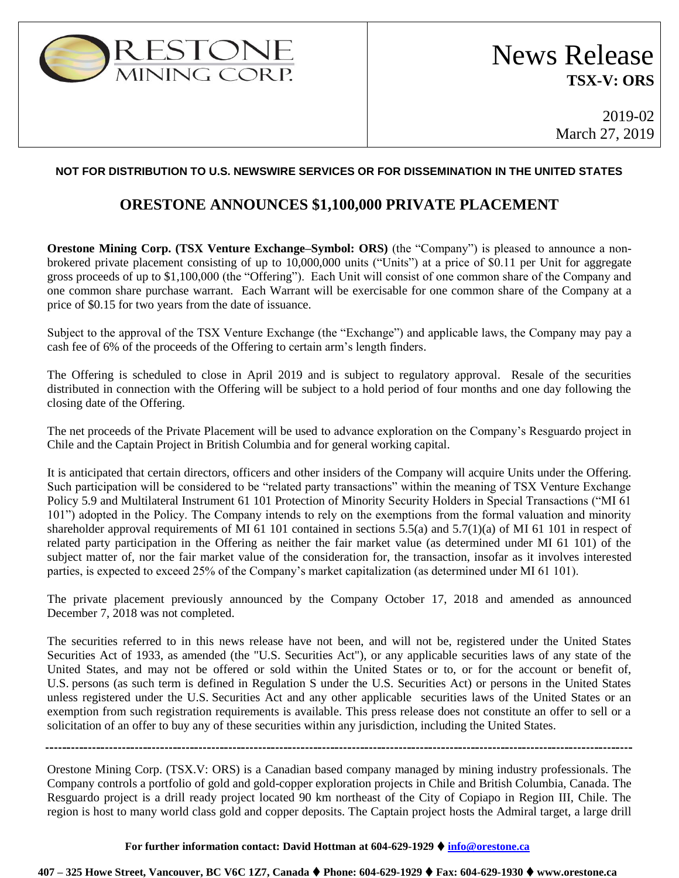ORESTONE MINING CORP.

# News Release

**TSX-V: ORS**

2019-02
March 27, 2019

**NOT FOR DISTRIBUTION TO U.S. NEWSWIRE SERVICES OR FOR DISSEMINATION IN THE UNITED STATES**

## ORESTONE ANNOUNCES $1,100,000 PRIVATE PLACEMENT

**Orestone Mining Corp. (TSX Venture Exchange–Symbol: ORS)** (the "Company") is pleased to announce a non-brokered private placement consisting of up to 10,000,000 units ("Units") at a price of $0.11 per Unit for aggregate gross proceeds of up to $1,100,000 (the "Offering"). Each Unit will consist of one common share of the Company and one common share purchase warrant. Each Warrant will be exercisable for one common share of the Company at a price of $0.15 for two years from the date of issuance.

Subject to the approval of the TSX Venture Exchange (the "Exchange") and applicable laws, the Company may pay a cash fee of 6% of the proceeds of the Offering to certain arm's length finders.

The Offering is scheduled to close in April 2019 and is subject to regulatory approval. Resale of the securities distributed in connection with the Offering will be subject to a hold period of four months and one day following the closing date of the Offering.

The net proceeds of the Private Placement will be used to advance exploration on the Company's Resguardo project in Chile and the Captain Project in British Columbia and for general working capital.

It is anticipated that certain directors, officers and other insiders of the Company will acquire Units under the Offering. Such participation will be considered to be "related party transactions" within the meaning of TSX Venture Exchange Policy 5.9 and Multilateral Instrument 61 101 Protection of Minority Security Holders in Special Transactions ("MI 61 101") adopted in the Policy. The Company intends to rely on the exemptions from the formal valuation and minority shareholder approval requirements of MI 61 101 contained in sections 5.5(a) and 5.7(1)(a) of MI 61 101 in respect of related party participation in the Offering as neither the fair market value (as determined under MI 61 101) of the subject matter of, nor the fair market value of the consideration for, the transaction, insofar as it involves interested parties, is expected to exceed 25% of the Company's market capitalization (as determined under MI 61 101).

The private placement previously announced by the Company October 17, 2018 and amended as announced December 7, 2018 was not completed.

The securities referred to in this news release have not been, and will not be, registered under the United States Securities Act of 1933, as amended (the "U.S. Securities Act"), or any applicable securities laws of any state of the United States, and may not be offered or sold within the United States or to, or for the account or benefit of, U.S. persons (as such term is defined in Regulation S under the U.S. Securities Act) or persons in the United States unless registered under the U.S. Securities Act and any other applicable securities laws of the United States or an exemption from such registration requirements is available. This press release does not constitute an offer to sell or a solicitation of an offer to buy any of these securities within any jurisdiction, including the United States.

---

Orestone Mining Corp. (TSX.V: ORS) is a Canadian based company managed by mining industry professionals. The Company controls a portfolio of gold and gold-copper exploration projects in Chile and British Columbia, Canada. The Resguardo project is a drill ready project located 90 km northeast of the City of Copiapo in Region III, Chile. The region is host to many world class gold and copper deposits. The Captain project hosts the Admiral target, a large drill

**For further information contact: David Hottman at 604-629-1929 ⧫ info@orestone.ca**

**407 – 325 Howe Street, Vancouver, BC V6C 1Z7, Canada ⧫ Phone: 604-629-1929 ⧫ Fax: 604-629-1930 ⧫ www.orestone.ca**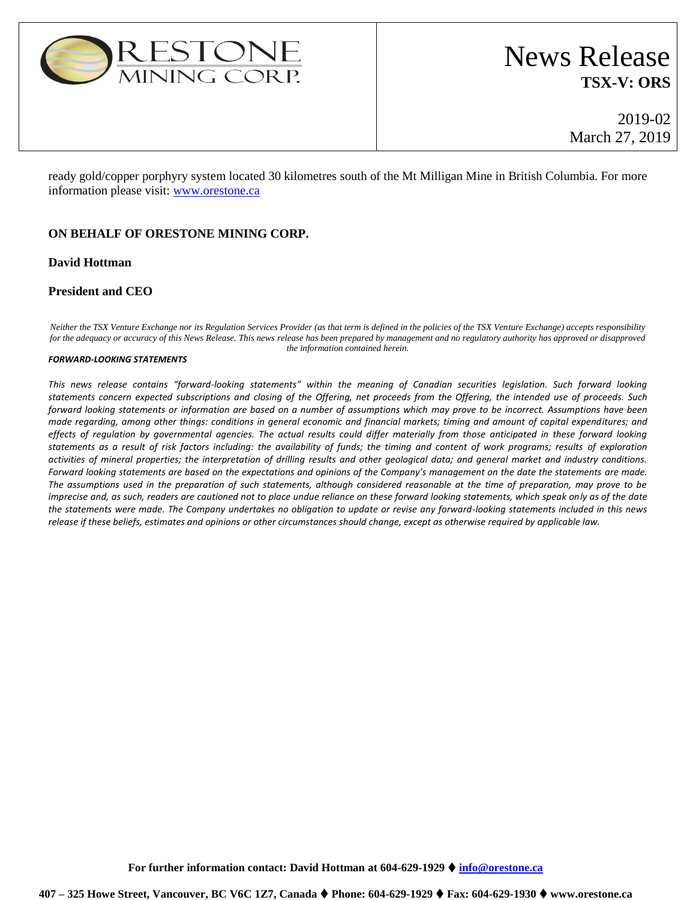ready gold/copper porphyry system located 30 kilometres south of the Mt Milligan Mine in British Columbia. For more information please visit: [www.orestone.ca](http://www.orestone.ca)

**ON BEHALF OF ORESTONE MINING CORP.**

**David Hottman**

**President and CEO**

*Neither the TSX Venture Exchange nor its Regulation Services Provider (as that term is defined in the policies of the TSX Venture Exchange) accepts responsibility for the adequacy or accuracy of this News Release. This news release has been prepared by management and no regulatory authority has approved or disapproved the information contained herein.*

***FORWARD-LOOKING STATEMENTS***

*This news release contains "forward-looking statements" within the meaning of Canadian securities legislation. Such forward looking statements concern expected subscriptions and closing of the Offering, net proceeds from the Offering, the intended use of proceeds. Such forward looking statements or information are based on a number of assumptions which may prove to be incorrect. Assumptions have been made regarding, among other things: conditions in general economic and financial markets; timing and amount of capital expenditures; and effects of regulation by governmental agencies. The actual results could differ materially from those anticipated in these forward looking statements as a result of risk factors including: the availability of funds; the timing and content of work programs; results of exploration activities of mineral properties; the interpretation of drilling results and other geological data; and general market and industry conditions. Forward looking statements are based on the expectations and opinions of the Company's management on the date the statements are made. The assumptions used in the preparation of such statements, although considered reasonable at the time of preparation, may prove to be imprecise and, as such, readers are cautioned not to place undue reliance on these forward looking statements, which speak only as of the date the statements were made. The Company undertakes no obligation to update or revise any forward-looking statements included in this news release if these beliefs, estimates and opinions or other circumstances should change, except as otherwise required by applicable law.*

**For further information contact: David Hottman at 604-629-1929 ♦ [info@orestone.ca](mailto:info@orestone.ca)**

**407 – 325 Howe Street, Vancouver, BC V6C 1Z7, Canada ♦ Phone: 604-629-1929 ♦ Fax: 604-629-1930 ♦ www.orestone.ca**